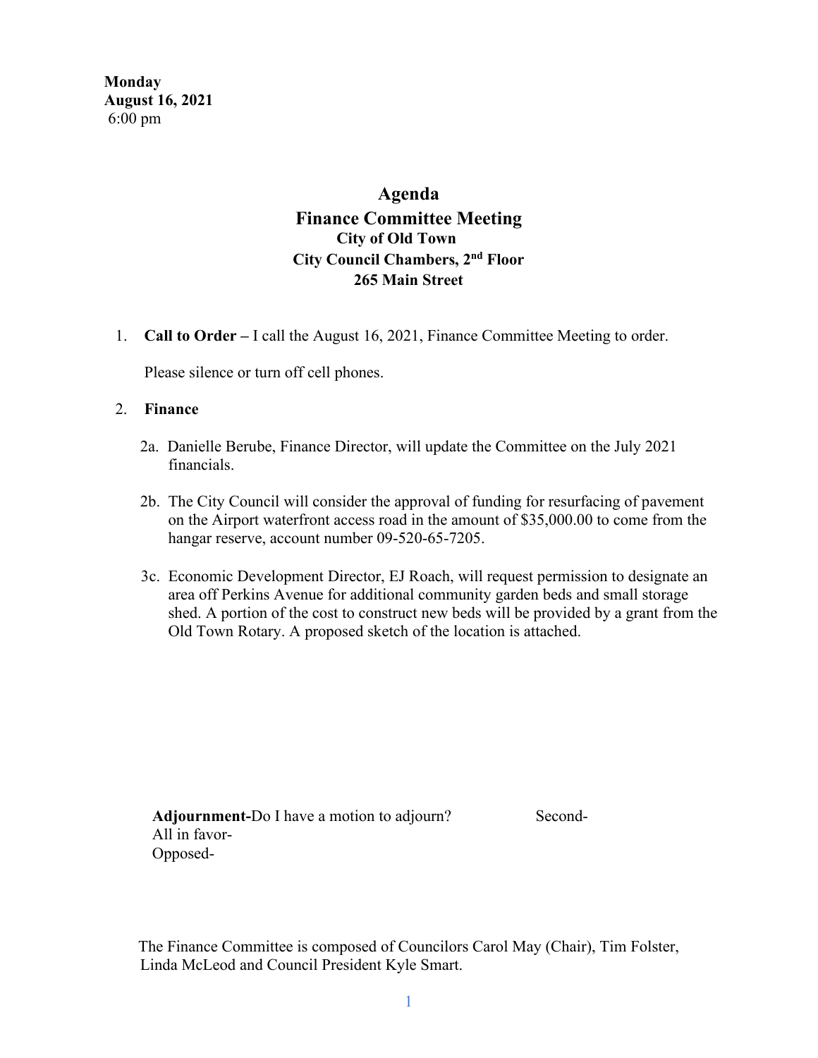**Monday**
**August 16, 2021**
6:00 pm

# Agenda
## Finance Committee Meeting
### City of Old Town
### City Council Chambers, 2nd Floor
### 265 Main Street

1. **Call to Order –** I call the August 16, 2021, Finance Committee Meeting to order.

   Please silence or turn off cell phones.

2. **Finance**

   2a. Danielle Berube, Finance Director, will update the Committee on the July 2021 financials.

   2b. The City Council will consider the approval of funding for resurfacing of pavement on the Airport waterfront access road in the amount of $35,000.00 to come from the hangar reserve, account number 09-520-65-7205.

   3c. Economic Development Director, EJ Roach, will request permission to designate an area off Perkins Avenue for additional community garden beds and small storage shed. A portion of the cost to construct new beds will be provided by a grant from the Old Town Rotary. A proposed sketch of the location is attached.

**Adjournment-**Do I have a motion to adjourn? Second-
All in favor-
Opposed-

The Finance Committee is composed of Councilors Carol May (Chair), Tim Folster, Linda McLeod and Council President Kyle Smart.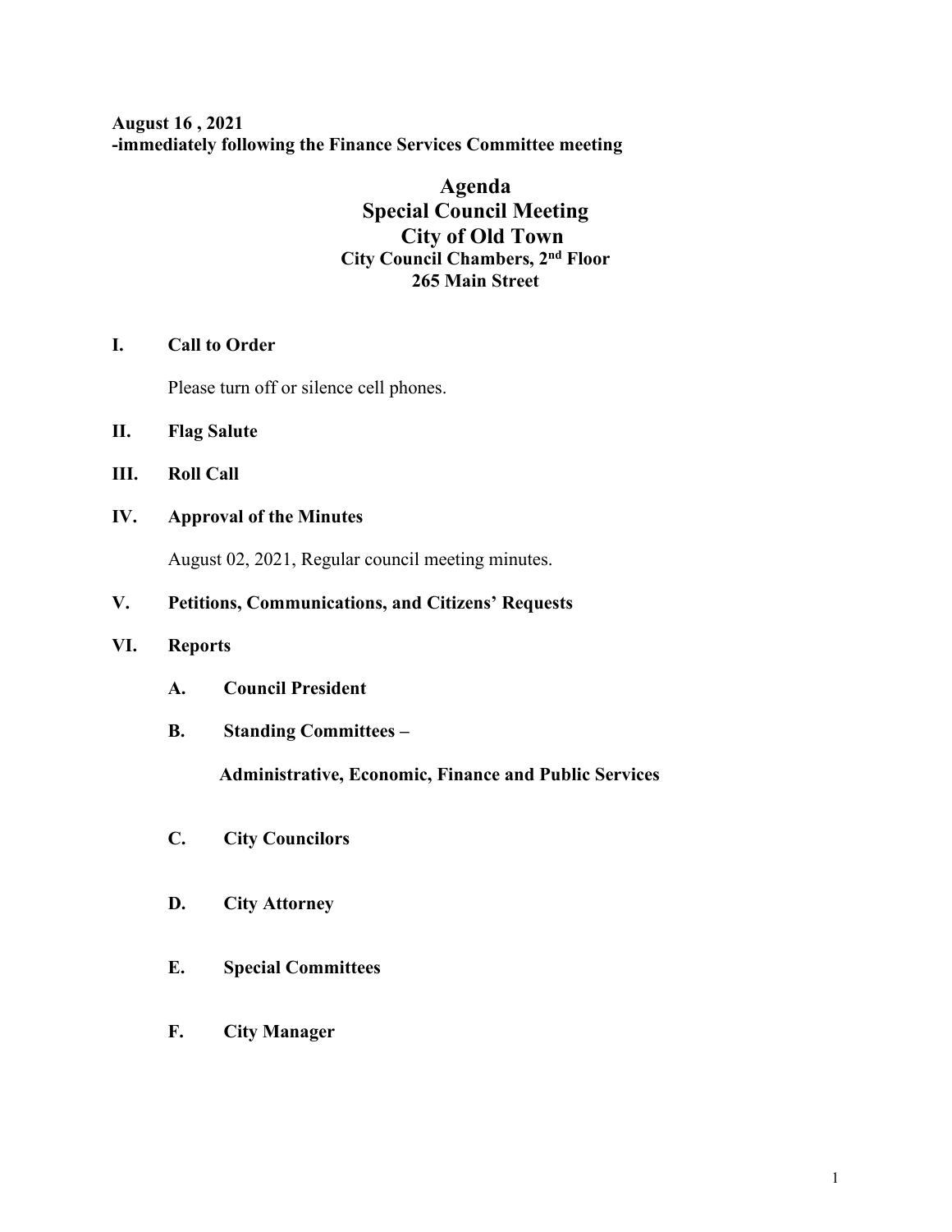**August 16 , 2021**
**-immediately following the Finance Services Committee meeting**

# Agenda
# Special Council Meeting
# City of Old Town
### City Council Chambers, 2nd Floor
### 265 Main Street

**I. Call to Order**

Please turn off or silence cell phones.

**II. Flag Salute**

**III. Roll Call**

**IV. Approval of the Minutes**

August 02, 2021, Regular council meeting minutes.

**V. Petitions, Communications, and Citizens' Requests**

**VI. Reports**

**A. Council President**

**B. Standing Committees –**

**Administrative, Economic, Finance and Public Services**

**C. City Councilors**

**D. City Attorney**

**E. Special Committees**

**F. City Manager**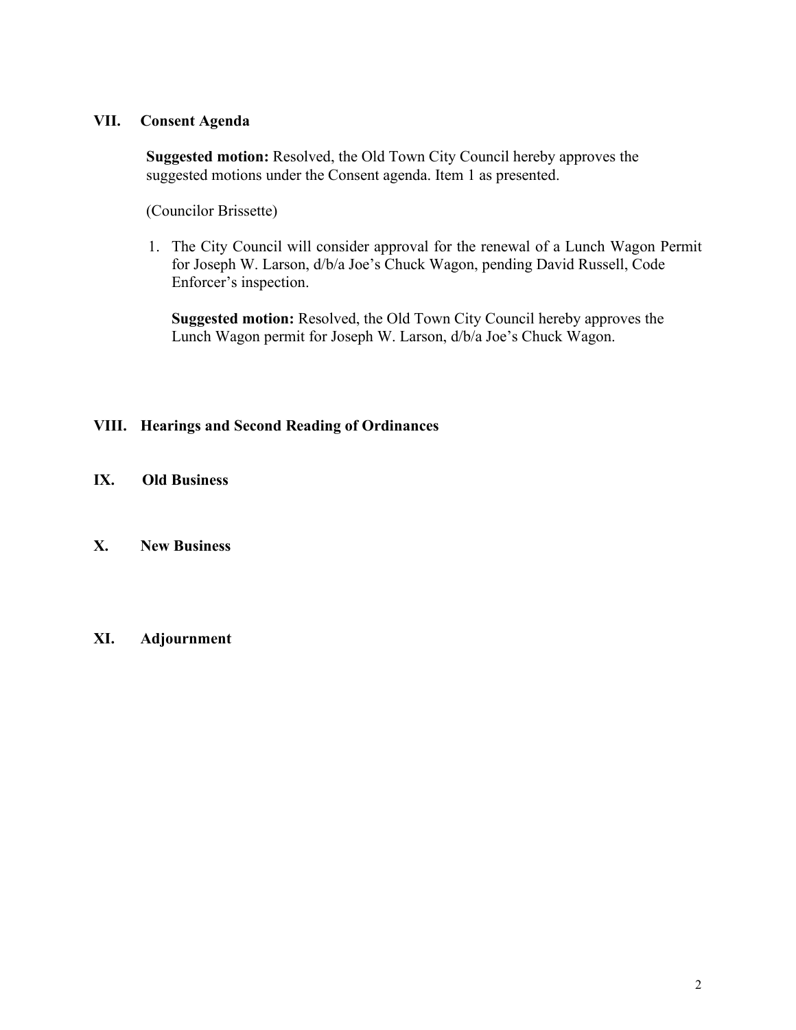## VII. Consent Agenda

**Suggested motion:** Resolved, the Old Town City Council hereby approves the suggested motions under the Consent agenda. Item 1 as presented.

(Councilor Brissette)

1. The City Council will consider approval for the renewal of a Lunch Wagon Permit for Joseph W. Larson, d/b/a Joe's Chuck Wagon, pending David Russell, Code Enforcer's inspection.

   **Suggested motion:** Resolved, the Old Town City Council hereby approves the Lunch Wagon permit for Joseph W. Larson, d/b/a Joe's Chuck Wagon.

## VIII. Hearings and Second Reading of Ordinances

## IX. Old Business

## X. New Business

## XI. Adjournment